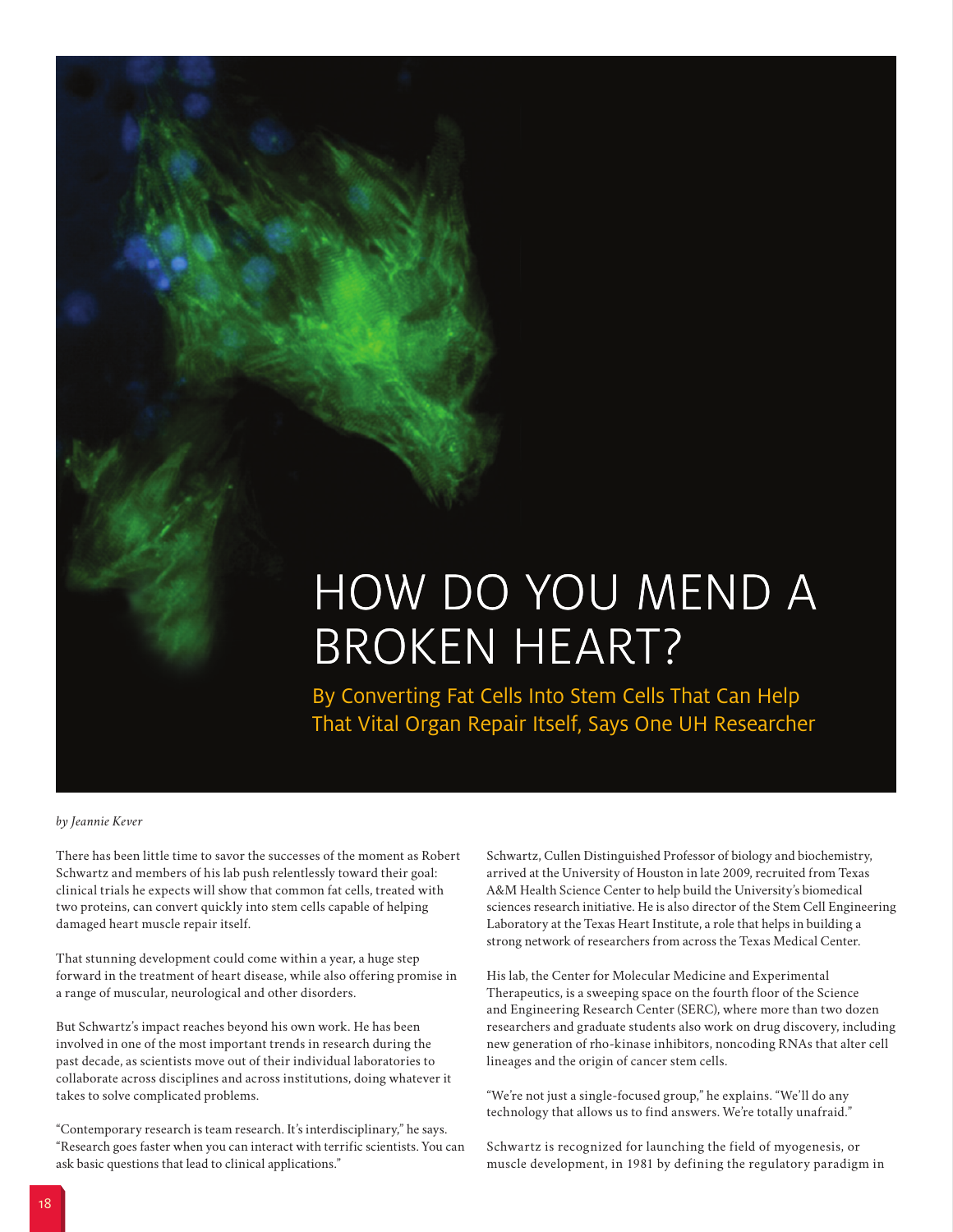# HOW DO YOU MEND A BROKEN HEART?

## By Converting Fat Cells Into Stem Cells That Can Help That Vital Organ Repair Itself, Says One UH Researcher

*by Jeannie Kever*

There has been little time to savor the successes of the moment as Robert Schwartz and members of his lab push relentlessly toward their goal: clinical trials he expects will show that common fat cells, treated with two proteins, can convert quickly into stem cells capable of helping damaged heart muscle repair itself.

That stunning development could come within a year, a huge step forward in the treatment of heart disease, while also offering promise in a range of muscular, neurological and other disorders.

But Schwartz's impact reaches beyond his own work. He has been involved in one of the most important trends in research during the past decade, as scientists move out of their individual laboratories to collaborate across disciplines and across institutions, doing whatever it takes to solve complicated problems.

"Contemporary research is team research. It's interdisciplinary," he says. "Research goes faster when you can interact with terrific scientists. You can ask basic questions that lead to clinical applications."

Schwartz, Cullen Distinguished Professor of biology and biochemistry, arrived at the University of Houston in late 2009, recruited from Texas A&M Health Science Center to help build the University's biomedical sciences research initiative. He is also director of the Stem Cell Engineering Laboratory at the Texas Heart Institute, a role that helps in building a strong network of researchers from across the Texas Medical Center.

His lab, the Center for Molecular Medicine and Experimental Therapeutics, is a sweeping space on the fourth floor of the Science and Engineering Research Center (SERC), where more than two dozen researchers and graduate students also work on drug discovery, including new generation of rho-kinase inhibitors, noncoding RNAs that alter cell lineages and the origin of cancer stem cells.

"We're not just a single-focused group," he explains. "We'll do any technology that allows us to find answers. We're totally unafraid."

Schwartz is recognized for launching the field of myogenesis, or muscle development, in 1981 by defining the regulatory paradigm in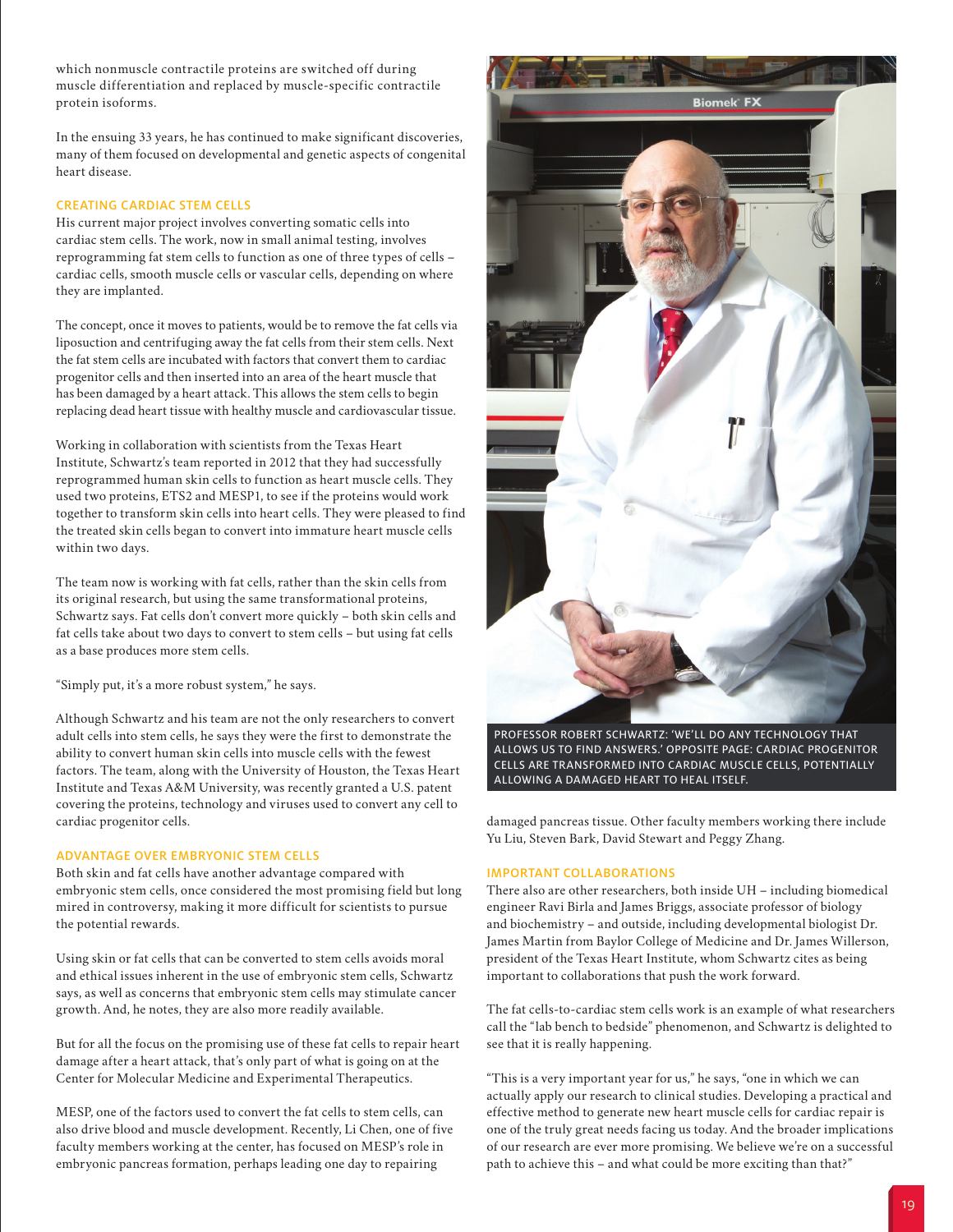which nonmuscle contractile proteins are switched off during muscle differentiation and replaced by muscle-specific contractile protein isoforms.

In the ensuing 33 years, he has continued to make significant discoveries, many of them focused on developmental and genetic aspects of congenital heart disease.

## CREATING CARDIAC STEM CELLS

His current major project involves converting somatic cells into cardiac stem cells. The work, now in small animal testing, involves reprogramming fat stem cells to function as one of three types of cells – cardiac cells, smooth muscle cells or vascular cells, depending on where they are implanted.

The concept, once it moves to patients, would be to remove the fat cells via liposuction and centrifuging away the fat cells from their stem cells. Next the fat stem cells are incubated with factors that convert them to cardiac progenitor cells and then inserted into an area of the heart muscle that has been damaged by a heart attack. This allows the stem cells to begin replacing dead heart tissue with healthy muscle and cardiovascular tissue.

Working in collaboration with scientists from the Texas Heart Institute, Schwartz's team reported in 2012 that they had successfully reprogrammed human skin cells to function as heart muscle cells. They used two proteins, ETS2 and MESP1, to see if the proteins would work together to transform skin cells into heart cells. They were pleased to find the treated skin cells began to convert into immature heart muscle cells within two days.

The team now is working with fat cells, rather than the skin cells from its original research, but using the same transformational proteins, Schwartz says. Fat cells don't convert more quickly – both skin cells and fat cells take about two days to convert to stem cells – but using fat cells as a base produces more stem cells.

"Simply put, it's a more robust system," he says.

Although Schwartz and his team are not the only researchers to convert adult cells into stem cells, he says they were the first to demonstrate the ability to convert human skin cells into muscle cells with the fewest factors. The team, along with the University of Houston, the Texas Heart Institute and Texas A&M University, was recently granted a U.S. patent covering the proteins, technology and viruses used to convert any cell to cardiac progenitor cells.

## ADVANTAGE OVER EMBRYONIC STEM CELLS

Both skin and fat cells have another advantage compared with embryonic stem cells, once considered the most promising field but long mired in controversy, making it more difficult for scientists to pursue the potential rewards.

Using skin or fat cells that can be converted to stem cells avoids moral and ethical issues inherent in the use of embryonic stem cells, Schwartz says, as well as concerns that embryonic stem cells may stimulate cancer growth. And, he notes, they are also more readily available.

But for all the focus on the promising use of these fat cells to repair heart damage after a heart attack, that's only part of what is going on at the Center for Molecular Medicine and Experimental Therapeutics.

MESP, one of the factors used to convert the fat cells to stem cells, can also drive blood and muscle development. Recently, Li Chen, one of five faculty members working at the center, has focused on MESP's role in embryonic pancreas formation, perhaps leading one day to repairing damaged pancreas tissue. Other faculty members working there include Yu Liu, Steven Bark, David Stewart and Peggy Zhang.

PROFESSOR ROBERT SCHWARTZ: 'WE'LL DO ANY TECHNOLOGY THAT ALLOWS US TO FIND ANSWERS.' OPPOSITE PAGE: CARDIAC PROGENITOR CELLS ARE TRANSFORMED INTO CARDIAC MUSCLE CELLS, POTENTIALLY ALLOWING A DAMAGED HEART TO HEAL ITSELF.

## IMPORTANT COLLABORATIONS

There also are other researchers, both inside UH – including biomedical engineer Ravi Birla and James Briggs, associate professor of biology and biochemistry – and outside, including developmental biologist Dr. James Martin from Baylor College of Medicine and Dr. James Willerson, president of the Texas Heart Institute, whom Schwartz cites as being important to collaborations that push the work forward.

The fat cells-to-cardiac stem cells work is an example of what researchers call the "lab bench to bedside" phenomenon, and Schwartz is delighted to see that it is really happening.

"This is a very important year for us," he says, "one in which we can actually apply our research to clinical studies. Developing a practical and effective method to generate new heart muscle cells for cardiac repair is one of the truly great needs facing us today. And the broader implications of our research are ever more promising. We believe we're on a successful path to achieve this – and what could be more exciting than that?"